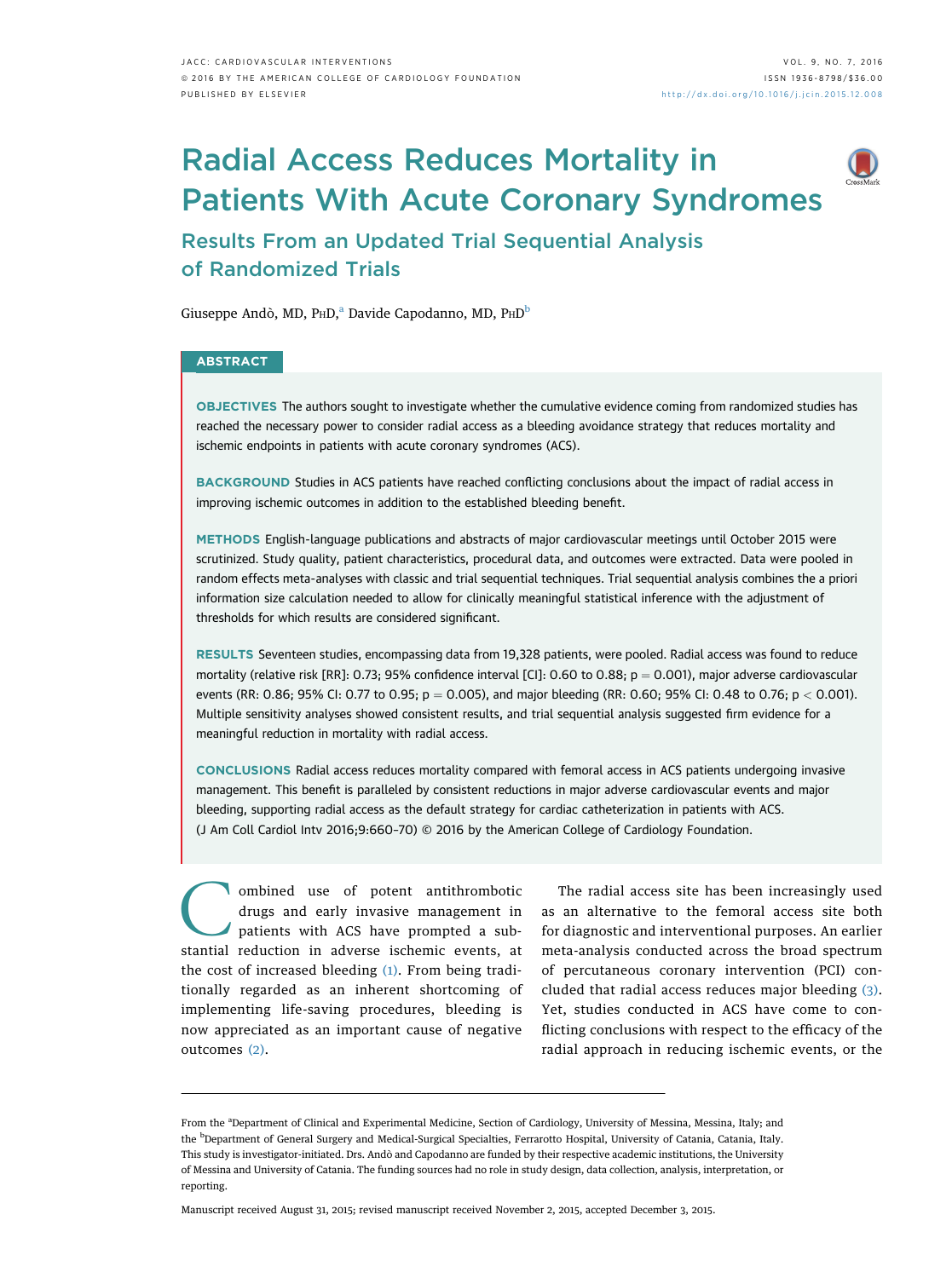# Radial Access Reduces Mortality in Patients With Acute Coronary Syndromes

## Results From an Updated Trial Sequential Analysis of Randomized Trials

Giuseppe Andò, MD, PhD,[a] Davide Capodanno, MD, PhD[b]

## ABSTRACT

**OBJECTIVES** The authors sought to investigate whether the cumulative evidence coming from randomized studies has reached the necessary power to consider radial access as a bleeding avoidance strategy that reduces mortality and ischemic endpoints in patients with acute coronary syndromes (ACS).

**BACKGROUND** Studies in ACS patients have reached conflicting conclusions about the impact of radial access in improving ischemic outcomes in addition to the established bleeding benefit.

**METHODS** English-language publications and abstracts of major cardiovascular meetings until October 2015 were scrutinized. Study quality, patient characteristics, procedural data, and outcomes were extracted. Data were pooled in random effects meta-analyses with classic and trial sequential techniques. Trial sequential analysis combines the a priori information size calculation needed to allow for clinically meaningful statistical inference with the adjustment of thresholds for which results are considered significant.

**RESULTS** Seventeen studies, encompassing data from 19,328 patients, were pooled. Radial access was found to reduce mortality (relative risk [RR]: 0.73; 95% confidence interval [CI]: 0.60 to 0.88; $p = 0.001$), major adverse cardiovascular events (RR: 0.86; 95% CI: 0.77 to 0.95; $p = 0.005$), and major bleeding (RR: 0.60; 95% CI: 0.48 to 0.76; $p < 0.001$). Multiple sensitivity analyses showed consistent results, and trial sequential analysis suggested firm evidence for a meaningful reduction in mortality with radial access.

**CONCLUSIONS** Radial access reduces mortality compared with femoral access in ACS patients undergoing invasive management. This benefit is paralleled by consistent reductions in major adverse cardiovascular events and major bleeding, supporting radial access as the default strategy for cardiac catheterization in patients with ACS. (J Am Coll Cardiol Intv 2016;9:660–70) © 2016 by the American College of Cardiology Foundation.

Combined use of potent antithrombotic drugs and early invasive management in patients with ACS have prompted a substantial reduction in adverse ischemic events, at the cost of increased bleeding (1). From being traditionally regarded as an inherent shortcoming of implementing life-saving procedures, bleeding is now appreciated as an important cause of negative outcomes (2).

The radial access site has been increasingly used as an alternative to the femoral access site both for diagnostic and interventional purposes. An earlier meta-analysis conducted across the broad spectrum of percutaneous coronary intervention (PCI) concluded that radial access reduces major bleeding (3). Yet, studies conducted in ACS have come to conflicting conclusions with respect to the efficacy of the radial approach in reducing ischemic events, or the

---

From the [a]Department of Clinical and Experimental Medicine, Section of Cardiology, University of Messina, Messina, Italy; and the [b]Department of General Surgery and Medical-Surgical Specialties, Ferrarotto Hospital, University of Catania, Catania, Italy. This study is investigator-initiated. Drs. Andò and Capodanno are funded by their respective academic institutions, the University of Messina and University of Catania. The funding sources had no role in study design, data collection, analysis, interpretation, or reporting.

Manuscript received August 31, 2015; revised manuscript received November 2, 2015, accepted December 3, 2015.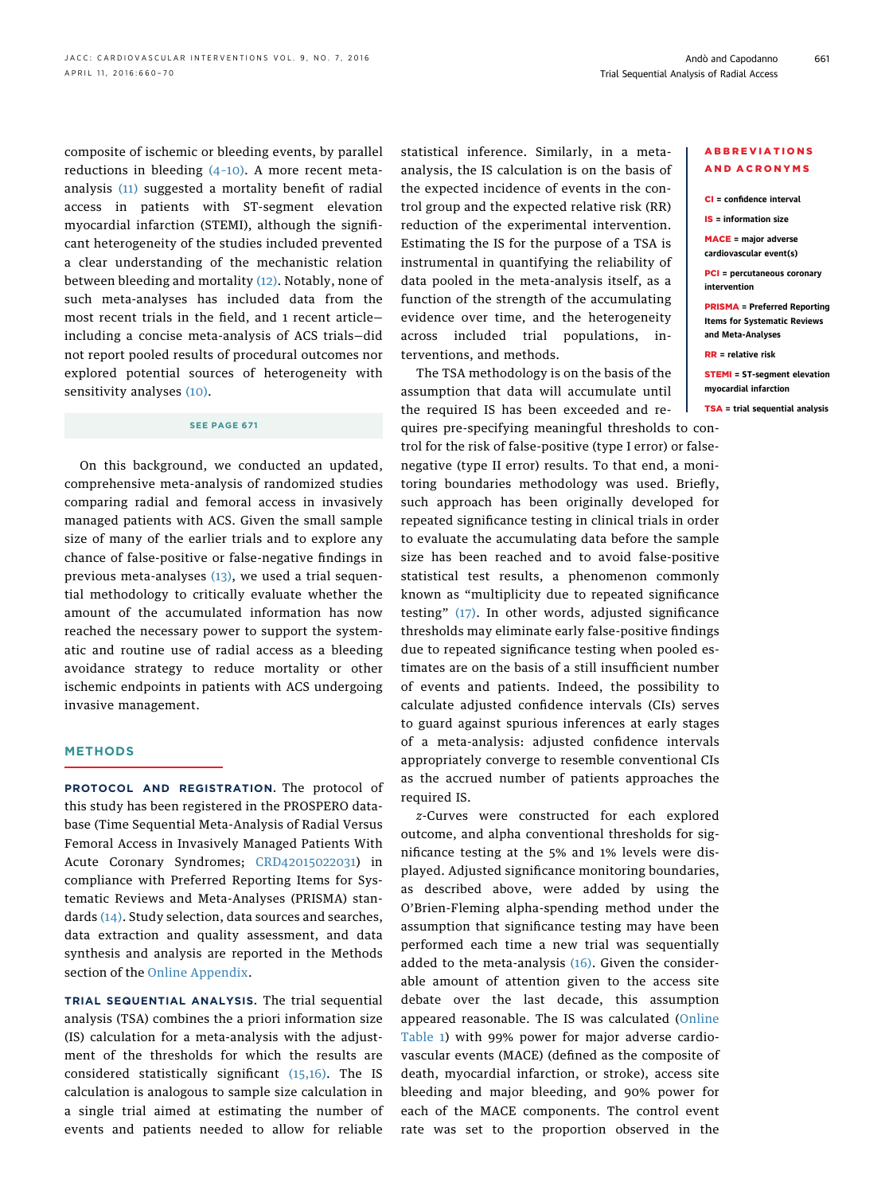composite of ischemic or bleeding events, by parallel reductions in bleeding (4-10). A more recent meta-analysis (11) suggested a mortality benefit of radial access in patients with ST-segment elevation myocardial infarction (STEMI), although the significant heterogeneity of the studies included prevented a clear understanding of the mechanistic relation between bleeding and mortality (12). Notably, none of such meta-analyses has included data from the most recent trials in the field, and 1 recent article—including a concise meta-analysis of ACS trials—did not report pooled results of procedural outcomes nor explored potential sources of heterogeneity with sensitivity analyses (10).

SEE PAGE 671

On this background, we conducted an updated, comprehensive meta-analysis of randomized studies comparing radial and femoral access in invasively managed patients with ACS. Given the small sample size of many of the earlier trials and to explore any chance of false-positive or false-negative findings in previous meta-analyses (13), we used a trial sequential methodology to critically evaluate whether the amount of the accumulated information has now reached the necessary power to support the systematic and routine use of radial access as a bleeding avoidance strategy to reduce mortality or other ischemic endpoints in patients with ACS undergoing invasive management.

## METHODS

**PROTOCOL AND REGISTRATION.** The protocol of this study has been registered in the PROSPERO database (Time Sequential Meta-Analysis of Radial Versus Femoral Access in Invasively Managed Patients With Acute Coronary Syndromes; CRD42015022031) in compliance with Preferred Reporting Items for Systematic Reviews and Meta-Analyses (PRISMA) standards (14). Study selection, data sources and searches, data extraction and quality assessment, and data synthesis and analysis are reported in the Methods section of the Online Appendix.

**TRIAL SEQUENTIAL ANALYSIS.** The trial sequential analysis (TSA) combines the a priori information size (IS) calculation for a meta-analysis with the adjustment of the thresholds for which the results are considered statistically significant (15,16). The IS calculation is analogous to sample size calculation in a single trial aimed at estimating the number of events and patients needed to allow for reliable statistical inference. Similarly, in a meta-analysis, the IS calculation is on the basis of the expected incidence of events in the control group and the expected relative risk (RR) reduction of the experimental intervention. Estimating the IS for the purpose of a TSA is instrumental in quantifying the reliability of data pooled in the meta-analysis itself, as a function of the strength of the accumulating evidence over time, and the heterogeneity across included trial populations, interventions, and methods.

The TSA methodology is on the basis of the assumption that data will accumulate until the required IS has been exceeded and requires pre-specifying meaningful thresholds to control for the risk of false-positive (type I error) or false-negative (type II error) results. To that end, a monitoring boundaries methodology was used. Briefly, such approach has been originally developed for repeated significance testing in clinical trials in order to evaluate the accumulating data before the sample size has been reached and to avoid false-positive statistical test results, a phenomenon commonly known as "multiplicity due to repeated significance testing" (17). In other words, adjusted significance thresholds may eliminate early false-positive findings due to repeated significance testing when pooled estimates are on the basis of a still insufficient number of events and patients. Indeed, the possibility to calculate adjusted confidence intervals (CIs) serves to guard against spurious inferences at early stages of a meta-analysis: adjusted confidence intervals appropriately converge to resemble conventional CIs as the accrued number of patients approaches the required IS.

*z*-Curves were constructed for each explored outcome, and alpha conventional thresholds for significance testing at the 5% and 1% levels were displayed. Adjusted significance monitoring boundaries, as described above, were added by using the O'Brien-Fleming alpha-spending method under the assumption that significance testing may have been performed each time a new trial was sequentially added to the meta-analysis (16). Given the considerable amount of attention given to the access site debate over the last decade, this assumption appeared reasonable. The IS was calculated (Online Table 1) with 99% power for major adverse cardiovascular events (MACE) (defined as the composite of death, myocardial infarction, or stroke), access site bleeding and major bleeding, and 90% power for each of the MACE components. The control event rate was set to the proportion observed in the

**ABBREVIATIONS AND ACRONYMS**

**CI** = confidence interval

**IS** = information size

**MACE** = major adverse cardiovascular event(s)

**PCI** = percutaneous coronary intervention

**PRISMA** = Preferred Reporting Items for Systematic Reviews and Meta-Analyses

**RR** = relative risk

**STEMI** = ST-segment elevation myocardial infarction

**TSA** = trial sequential analysis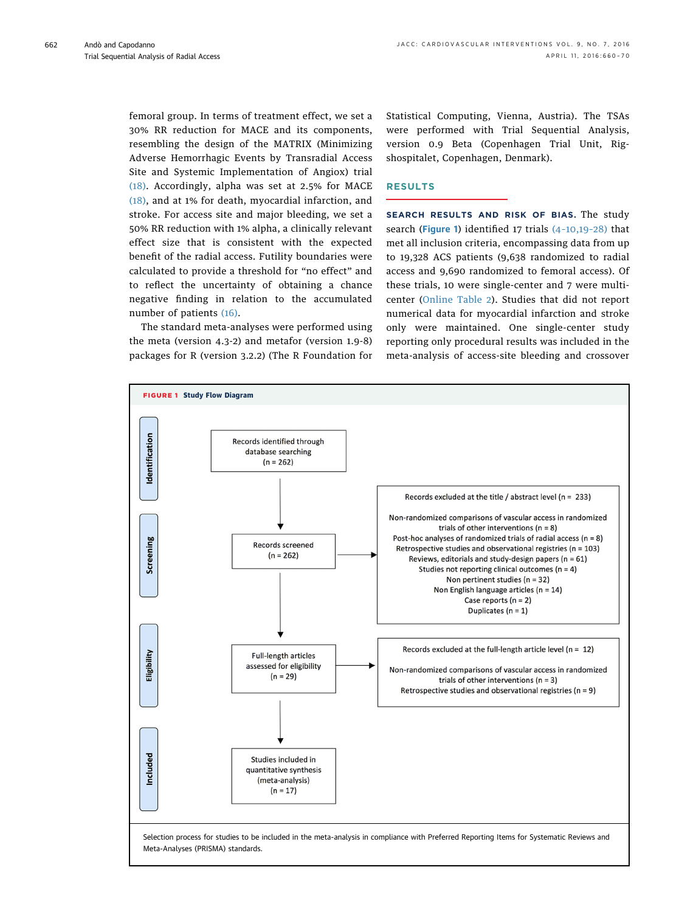femoral group. In terms of treatment effect, we set a 30% RR reduction for MACE and its components, resembling the design of the MATRIX (Minimizing Adverse Hemorrhagic Events by Transradial Access Site and Systemic Implementation of Angiox) trial (18). Accordingly, alpha was set at 2.5% for MACE (18), and at 1% for death, myocardial infarction, and stroke. For access site and major bleeding, we set a 50% RR reduction with 1% alpha, a clinically relevant effect size that is consistent with the expected benefit of the radial access. Futility boundaries were calculated to provide a threshold for "no effect" and to reflect the uncertainty of obtaining a chance negative finding in relation to the accumulated number of patients (16).

The standard meta-analyses were performed using the meta (version 4.3-2) and metafor (version 1.9-8) packages for R (version 3.2.2) (The R Foundation for Statistical Computing, Vienna, Austria). The TSAs were performed with Trial Sequential Analysis, version 0.9 Beta (Copenhagen Trial Unit, Rigshospitalet, Copenhagen, Denmark).

## RESULTS

**SEARCH RESULTS AND RISK OF BIAS.** The study search (Figure 1) identified 17 trials (4-10,19-28) that met all inclusion criteria, encompassing data from up to 19,328 ACS patients (9,638 randomized to radial access and 9,690 randomized to femoral access). Of these trials, 10 were single-center and 7 were multicenter (Online Table 2). Studies that did not report numerical data for myocardial infarction and stroke only were maintained. One single-center study reporting only procedural results was included in the meta-analysis of access-site bleeding and crossover

**FIGURE 1** Study Flow Diagram

**Identification**

Records identified through database searching (n = 262)

**Screening**

Records screened (n = 262)

Records excluded at the title / abstract level (n = 233)

- Non-randomized comparisons of vascular access in randomized trials of other interventions (n = 8)
- Post-hoc analyses of randomized trials of radial access (n = 8)
- Retrospective studies and observational registries (n = 103)
- Reviews, editorials and study-design papers (n = 61)
- Studies not reporting clinical outcomes (n = 4)
- Non pertinent studies (n = 32)
- Non English language articles (n = 14)
- Case reports (n = 2)
- Duplicates (n = 1)

**Eligibility**

Full-length articles assessed for eligibility (n = 29)

Records excluded at the full-length article level (n = 12)

- Non-randomized comparisons of vascular access in randomized trials of other interventions (n = 3)
- Retrospective studies and observational registries (n = 9)

**Included**

Studies included in quantitative synthesis (meta-analysis) (n = 17)

Selection process for studies to be included in the meta-analysis in compliance with Preferred Reporting Items for Systematic Reviews and Meta-Analyses (PRISMA) standards.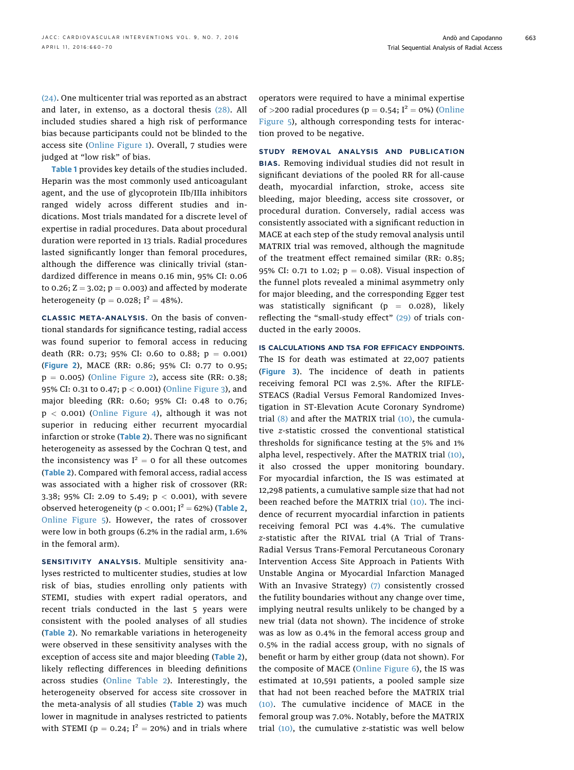(24). One multicenter trial was reported as an abstract and later, in extenso, as a doctoral thesis (28). All included studies shared a high risk of performance bias because participants could not be blinded to the access site (Online Figure 1). Overall, 7 studies were judged at "low risk" of bias.

**Table 1** provides key details of the studies included. Heparin was the most commonly used anticoagulant agent, and the use of glycoprotein IIb/IIIa inhibitors ranged widely across different studies and indications. Most trials mandated for a discrete level of expertise in radial procedures. Data about procedural duration were reported in 13 trials. Radial procedures lasted significantly longer than femoral procedures, although the difference was clinically trivial (standardized difference in means 0.16 min, 95% CI: 0.06 to 0.26; $Z = 3.02$; $p = 0.003$) and affected by moderate heterogeneity ($p = 0.028$; $I^2 = 48\%$).

**CLASSIC META-ANALYSIS.** On the basis of conventional standards for significance testing, radial access was found superior to femoral access in reducing death (RR: 0.73; 95% CI: 0.60 to 0.88; $p = 0.001$) (**Figure 2**), MACE (RR: 0.86; 95% CI: 0.77 to 0.95; $p = 0.005$) (Online Figure 2), access site (RR: 0.38; 95% CI: 0.31 to 0.47; $p < 0.001$) (Online Figure 3), and major bleeding (RR: 0.60; 95% CI: 0.48 to 0.76; $p < 0.001$) (Online Figure 4), although it was not superior in reducing either recurrent myocardial infarction or stroke (**Table 2**). There was no significant heterogeneity as assessed by the Cochran Q test, and the inconsistency was $I^2 = 0$ for all these outcomes (**Table 2**). Compared with femoral access, radial access was associated with a higher risk of crossover (RR: 3.38; 95% CI: 2.09 to 5.49; $p < 0.001$), with severe observed heterogeneity ($p < 0.001$; $I^2 = 62\%$) (**Table 2**, Online Figure 5). However, the rates of crossover were low in both groups (6.2% in the radial arm, 1.6% in the femoral arm).

**SENSITIVITY ANALYSIS.** Multiple sensitivity analyses restricted to multicenter studies, studies at low risk of bias, studies enrolling only patients with STEMI, studies with expert radial operators, and recent trials conducted in the last 5 years were consistent with the pooled analyses of all studies (**Table 2**). No remarkable variations in heterogeneity were observed in these sensitivity analyses with the exception of access site and major bleeding (**Table 2**), likely reflecting differences in bleeding definitions across studies (Online Table 2). Interestingly, the heterogeneity observed for access site crossover in the meta-analysis of all studies (**Table 2**) was much lower in magnitude in analyses restricted to patients with STEMI ($p = 0.24$; $I^2 = 20\%$) and in trials where operators were required to have a minimal expertise of >200 radial procedures ($p = 0.54$; $I^2 = 0\%$) (Online Figure 5), although corresponding tests for interaction proved to be negative.

**STUDY REMOVAL ANALYSIS AND PUBLICATION BIAS.** Removing individual studies did not result in significant deviations of the pooled RR for all-cause death, myocardial infarction, stroke, access site bleeding, major bleeding, access site crossover, or procedural duration. Conversely, radial access was consistently associated with a significant reduction in MACE at each step of the study removal analysis until MATRIX trial was removed, although the magnitude of the treatment effect remained similar (RR: 0.85; 95% CI: 0.71 to 1.02; $p = 0.08$). Visual inspection of the funnel plots revealed a minimal asymmetry only for major bleeding, and the corresponding Egger test was statistically significant ($p = 0.028$), likely reflecting the "small-study effect" (29) of trials conducted in the early 2000s.

**IS CALCULATIONS AND TSA FOR EFFICACY ENDPOINTS.** The IS for death was estimated at 22,007 patients (**Figure 3**). The incidence of death in patients receiving femoral PCI was 2.5%. After the RIFLE-STEACS (Radial Versus Femoral Randomized Investigation in ST-Elevation Acute Coronary Syndrome) trial (8) and after the MATRIX trial (10), the cumulative $z$-statistic crossed the conventional statistical thresholds for significance testing at the 5% and 1% alpha level, respectively. After the MATRIX trial (10), it also crossed the upper monitoring boundary. For myocardial infarction, the IS was estimated at 12,298 patients, a cumulative sample size that had not been reached before the MATRIX trial (10). The incidence of recurrent myocardial infarction in patients receiving femoral PCI was 4.4%. The cumulative $z$-statistic after the RIVAL trial (A Trial of Trans-Radial Versus Trans-Femoral Percutaneous Coronary Intervention Access Site Approach in Patients With Unstable Angina or Myocardial Infarction Managed With an Invasive Strategy) (7) consistently crossed the futility boundaries without any change over time, implying neutral results unlikely to be changed by a new trial (data not shown). The incidence of stroke was as low as 0.4% in the femoral access group and 0.5% in the radial access group, with no signals of benefit or harm by either group (data not shown). For the composite of MACE (Online Figure 6), the IS was estimated at 10,591 patients, a pooled sample size that had not been reached before the MATRIX trial (10). The cumulative incidence of MACE in the femoral group was 7.0%. Notably, before the MATRIX trial (10), the cumulative $z$-statistic was well below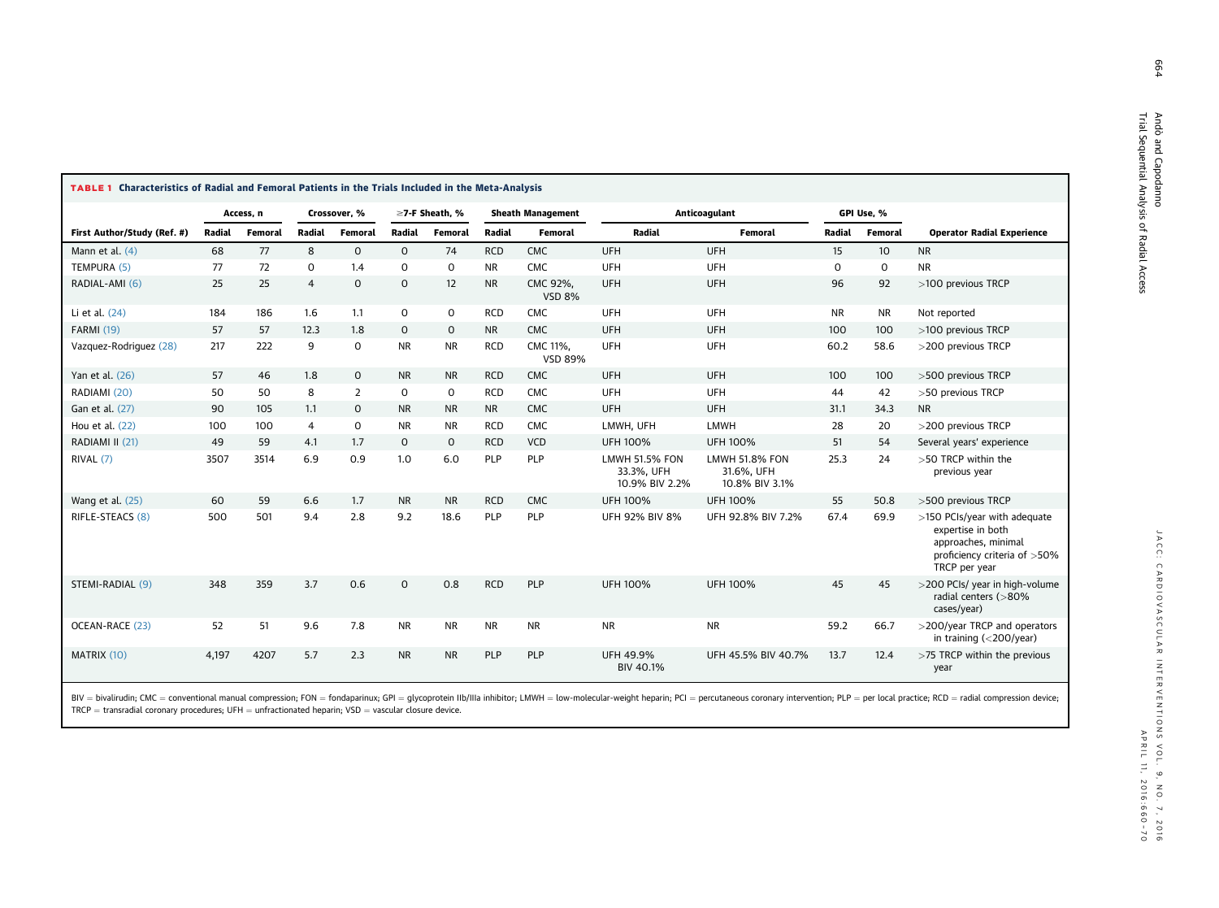**TABLE 1 Characteristics of Radial and Femoral Patients in the Trials Included in the Meta-Analysis**

| First Author/Study (Ref. #) | Access, n | | Crossover, % | | ≥7-F Sheath, % | | Sheath Management | | Anticoagulant | | GPI Use, % | | Operator Radial Experience |
|---|---|---|---|---|---|---|---|---|---|---|---|---|---|
| | Radial | Femoral | Radial | Femoral | Radial | Femoral | Radial | Femoral | Radial | Femoral | Radial | Femoral | |
| Mann et al. (4) | 68 | 77 | 8 | 0 | 0 | 74 | RCD | CMC | UFH | UFH | 15 | 10 | NR |
| TEMPURA (5) | 77 | 72 | 0 | 1.4 | 0 | 0 | NR | CMC | UFH | UFH | 0 | 0 | NR |
| RADIAL-AMI (6) | 25 | 25 | 4 | 0 | 0 | 12 | NR | CMC 92%, VSD 8% | UFH | UFH | 96 | 92 | >100 previous TRCP |
| Li et al. (24) | 184 | 186 | 1.6 | 1.1 | 0 | 0 | RCD | CMC | UFH | UFH | NR | NR | Not reported |
| FARMI (19) | 57 | 57 | 12.3 | 1.8 | 0 | 0 | NR | CMC | UFH | UFH | 100 | 100 | >100 previous TRCP |
| Vazquez-Rodriguez (28) | 217 | 222 | 9 | 0 | NR | NR | RCD | CMC 11%, VSD 89% | UFH | UFH | 60.2 | 58.6 | >200 previous TRCP |
| Yan et al. (26) | 57 | 46 | 1.8 | 0 | NR | NR | RCD | CMC | UFH | UFH | 100 | 100 | >500 previous TRCP |
| RADIAMI (20) | 50 | 50 | 8 | 2 | 0 | 0 | RCD | CMC | UFH | UFH | 44 | 42 | >50 previous TRCP |
| Gan et al. (27) | 90 | 105 | 1.1 | 0 | NR | NR | NR | CMC | UFH | UFH | 31.1 | 34.3 | NR |
| Hou et al. (22) | 100 | 100 | 4 | 0 | NR | NR | RCD | CMC | LMWH, UFH | LMWH | 28 | 20 | >200 previous TRCP |
| RADIAMI II (21) | 49 | 59 | 4.1 | 1.7 | 0 | 0 | RCD | VCD | UFH 100% | UFH 100% | 51 | 54 | Several years' experience |
| RIVAL (7) | 3507 | 3514 | 6.9 | 0.9 | 1.0 | 6.0 | PLP | PLP | LMWH 51.5% FON 33.3%, UFH 10.9% BIV 2.2% | LMWH 51.8% FON 31.6%, UFH 10.8% BIV 3.1% | 25.3 | 24 | >50 TRCP within the previous year |
| Wang et al. (25) | 60 | 59 | 6.6 | 1.7 | NR | NR | RCD | CMC | UFH 100% | UFH 100% | 55 | 50.8 | >500 previous TRCP |
| RIFLE-STEACS (8) | 500 | 501 | 9.4 | 2.8 | 9.2 | 18.6 | PLP | PLP | UFH 92% BIV 8% | UFH 92.8% BIV 7.2% | 67.4 | 69.9 | >150 PCIs/year with adequate expertise in both approaches, minimal proficiency criteria of >50% TRCP per year |
| STEMI-RADIAL (9) | 348 | 359 | 3.7 | 0.6 | 0 | 0.8 | RCD | PLP | UFH 100% | UFH 100% | 45 | 45 | >200 PCIs/ year in high-volume radial centers (>80% cases/year) |
| OCEAN-RACE (23) | 52 | 51 | 9.6 | 7.8 | NR | NR | NR | NR | NR | NR | 59.2 | 66.7 | >200/year TRCP and operators in training (<200/year) |
| MATRIX (10) | 4,197 | 4207 | 5.7 | 2.3 | NR | NR | PLP | PLP | UFH 49.9% BIV 40.1% | UFH 45.5% BIV 40.7% | 13.7 | 12.4 | >75 TRCP within the previous year |

BIV = bivalirudin; CMC = conventional manual compression; FON = fondaparinux; GPI = glycoprotein IIb/IIIa inhibitor; LMWH = low-molecular-weight heparin; PCI = percutaneous coronary intervention; PLP = per local practice; RCD = radial compression device; TRCP = transradial coronary procedures; UFH = unfractionated heparin; VSD = vascular closure device.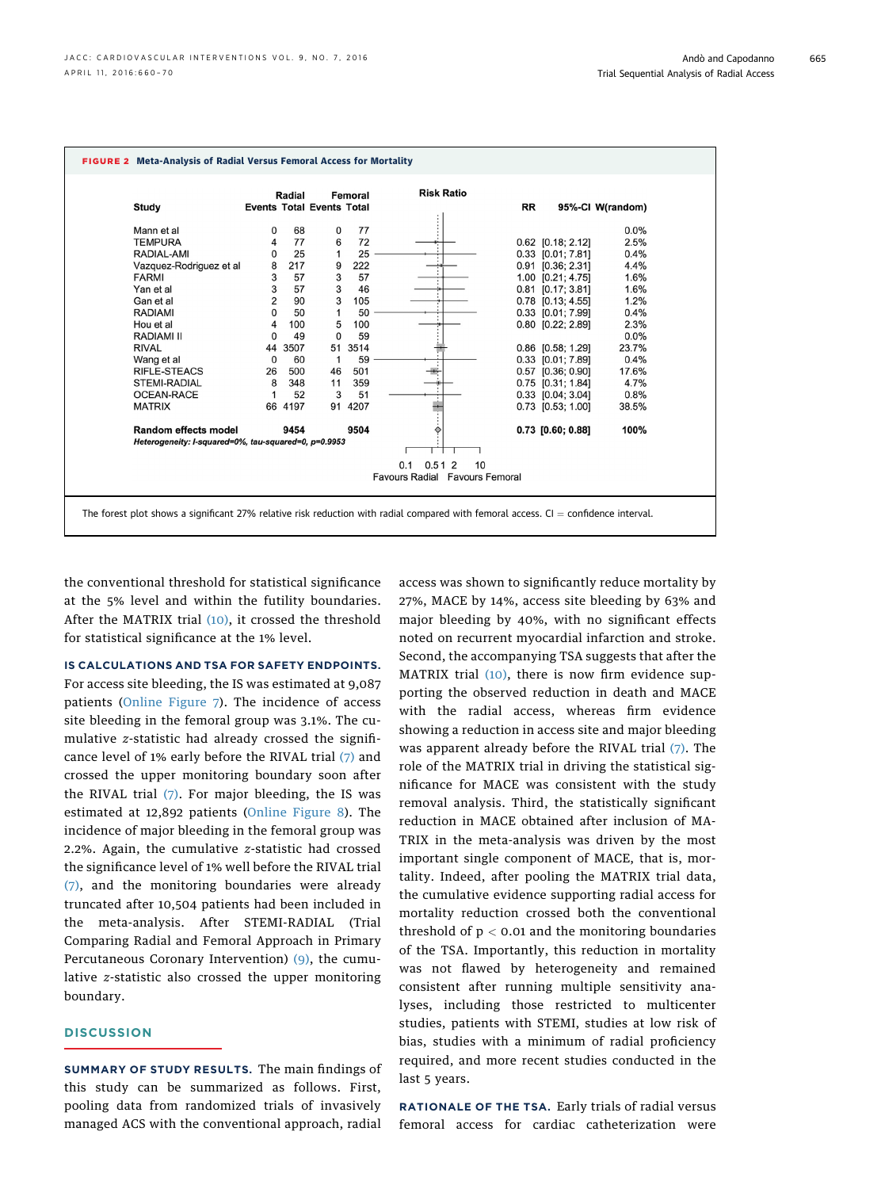**FIGURE 2 Meta-Analysis of Radial Versus Femoral Access for Mortality**

| Study | Radial Events | Radial Total | Femoral Events | Femoral Total | RR | 95%-CI | W(random) |
|---|---|---|---|---|---|---|---|
| Mann et al | 0 | 68 | 0 | 77 | | | 0.0% |
| TEMPURA | 4 | 77 | 6 | 72 | 0.62 | [0.18; 2.12] | 2.5% |
| RADIAL-AMI | 0 | 25 | 1 | 25 | 0.33 | [0.01; 7.81] | 0.4% |
| Vazquez-Rodriguez et al | 8 | 217 | 9 | 222 | 0.91 | [0.36; 2.31] | 4.4% |
| FARMI | 3 | 57 | 3 | 57 | 1.00 | [0.21; 4.75] | 1.6% |
| Yan et al | 3 | 57 | 3 | 46 | 0.81 | [0.17; 3.81] | 1.6% |
| Gan et al | 2 | 90 | 3 | 105 | 0.78 | [0.13; 4.55] | 1.2% |
| RADIAMI | 0 | 50 | 1 | 50 | 0.33 | [0.01; 7.99] | 0.4% |
| Hou et al | 4 | 100 | 5 | 100 | 0.80 | [0.22; 2.89] | 2.3% |
| RADIAMI II | 0 | 49 | 0 | 59 | | | 0.0% |
| RIVAL | 44 | 3507 | 51 | 3514 | 0.86 | [0.58; 1.29] | 23.7% |
| Wang et al | 0 | 60 | 1 | 59 | 0.33 | [0.01; 7.89] | 0.4% |
| RIFLE-STEACS | 26 | 500 | 46 | 501 | 0.57 | [0.36; 0.90] | 17.6% |
| STEMI-RADIAL | 8 | 348 | 11 | 359 | 0.75 | [0.31; 1.84] | 4.7% |
| OCEAN-RACE | 1 | 52 | 3 | 51 | 0.33 | [0.04; 3.04] | 0.8% |
| MATRIX | 66 | 4197 | 91 | 4207 | 0.73 | [0.53; 1.00] | 38.5% |
| **Random effects model** | | **9454** | | **9504** | **0.73** | **[0.60; 0.88]** | **100%** |

*Heterogeneity: I-squared=0%, tau-squared=0, p=0.9953*

Risk Ratio axis: 0.1, 0.5, 1, 2, 10 — Favours Radial / Favours Femoral

The forest plot shows a significant 27% relative risk reduction with radial compared with femoral access. CI = confidence interval.

the conventional threshold for statistical significance at the 5% level and within the futility boundaries. After the MATRIX trial (10), it crossed the threshold for statistical significance at the 1% level.

**IS CALCULATIONS AND TSA FOR SAFETY ENDPOINTS.** For access site bleeding, the IS was estimated at 9,087 patients (Online Figure 7). The incidence of access site bleeding in the femoral group was 3.1%. The cumulative $z$-statistic had already crossed the significance level of 1% early before the RIVAL trial (7) and crossed the upper monitoring boundary soon after the RIVAL trial (7). For major bleeding, the IS was estimated at 12,892 patients (Online Figure 8). The incidence of major bleeding in the femoral group was 2.2%. Again, the cumulative $z$-statistic had crossed the significance level of 1% well before the RIVAL trial (7), and the monitoring boundaries were already truncated after 10,504 patients had been included in the meta-analysis. After STEMI-RADIAL (Trial Comparing Radial and Femoral Approach in Primary Percutaneous Coronary Intervention) (9), the cumulative $z$-statistic also crossed the upper monitoring boundary.

## DISCUSSION

**SUMMARY OF STUDY RESULTS.** The main findings of this study can be summarized as follows. First, pooling data from randomized trials of invasively managed ACS with the conventional approach, radial access was shown to significantly reduce mortality by 27%, MACE by 14%, access site bleeding by 63% and major bleeding by 40%, with no significant effects noted on recurrent myocardial infarction and stroke. Second, the accompanying TSA suggests that after the MATRIX trial (10), there is now firm evidence supporting the observed reduction in death and MACE with the radial access, whereas firm evidence showing a reduction in access site and major bleeding was apparent already before the RIVAL trial (7). The role of the MATRIX trial in driving the statistical significance for MACE was consistent with the study removal analysis. Third, the statistically significant reduction in MACE obtained after inclusion of MATRIX in the meta-analysis was driven by the most important single component of MACE, that is, mortality. Indeed, after pooling the MATRIX trial data, the cumulative evidence supporting radial access for mortality reduction crossed both the conventional threshold of $p < 0.01$ and the monitoring boundaries of the TSA. Importantly, this reduction in mortality was not flawed by heterogeneity and remained consistent after running multiple sensitivity analyses, including those restricted to multicenter studies, patients with STEMI, studies at low risk of bias, studies with a minimum of radial proficiency required, and more recent studies conducted in the last 5 years.

**RATIONALE OF THE TSA.** Early trials of radial versus femoral access for cardiac catheterization were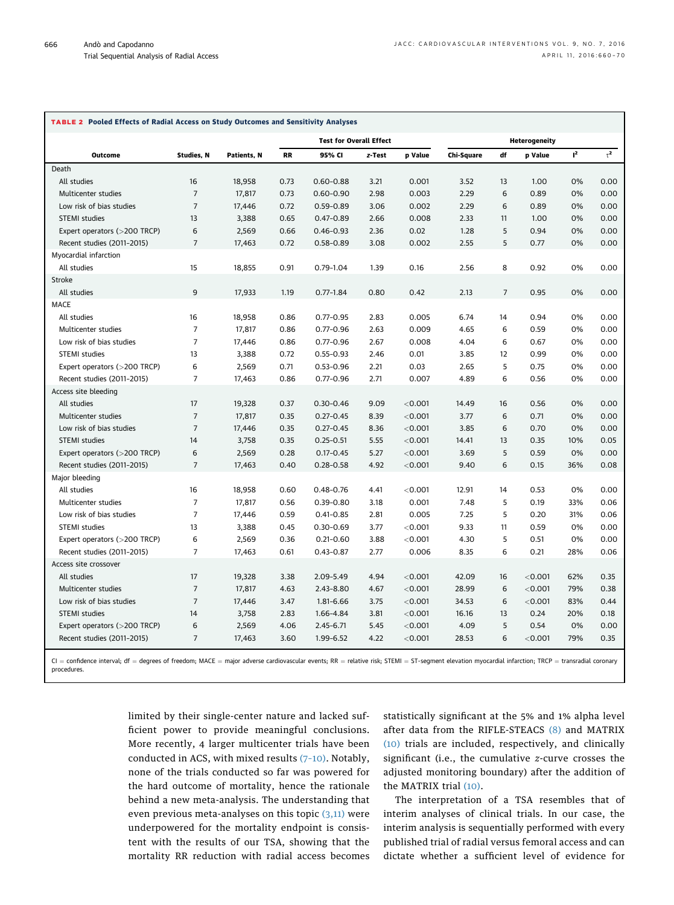**TABLE 2 Pooled Effects of Radial Access on Study Outcomes and Sensitivity Analyses**

| Outcome | Studies, N | Patients, N | Test for Overall Effect | | | | Heterogeneity | | | | |
|---|---|---|---|---|---|---|---|---|---|---|---|
| | | | RR | 95% CI | z-Test | p Value | Chi-Square | df | p Value | $I^2$ | $\tau^2$ |
| **Death** | | | | | | | | | | | |
| All studies | 16 | 18,958 | 0.73 | 0.60–0.88 | 3.21 | 0.001 | 3.52 | 13 | 1.00 | 0% | 0.00 |
| Multicenter studies | 7 | 17,817 | 0.73 | 0.60–0.90 | 2.98 | 0.003 | 2.29 | 6 | 0.89 | 0% | 0.00 |
| Low risk of bias studies | 7 | 17,446 | 0.72 | 0.59–0.89 | 3.06 | 0.002 | 2.29 | 6 | 0.89 | 0% | 0.00 |
| STEMI studies | 13 | 3,388 | 0.65 | 0.47–0.89 | 2.66 | 0.008 | 2.33 | 11 | 1.00 | 0% | 0.00 |
| Expert operators (>200 TRCP) | 6 | 2,569 | 0.66 | 0.46–0.93 | 2.36 | 0.02 | 1.28 | 5 | 0.94 | 0% | 0.00 |
| Recent studies (2011–2015) | 7 | 17,463 | 0.72 | 0.58–0.89 | 3.08 | 0.002 | 2.55 | 5 | 0.77 | 0% | 0.00 |
| **Myocardial infarction** | | | | | | | | | | | |
| All studies | 15 | 18,855 | 0.91 | 0.79–1.04 | 1.39 | 0.16 | 2.56 | 8 | 0.92 | 0% | 0.00 |
| **Stroke** | | | | | | | | | | | |
| All studies | 9 | 17,933 | 1.19 | 0.77–1.84 | 0.80 | 0.42 | 2.13 | 7 | 0.95 | 0% | 0.00 |
| **MACE** | | | | | | | | | | | |
| All studies | 16 | 18,958 | 0.86 | 0.77–0.95 | 2.83 | 0.005 | 6.74 | 14 | 0.94 | 0% | 0.00 |
| Multicenter studies | 7 | 17,817 | 0.86 | 0.77–0.96 | 2.63 | 0.009 | 4.65 | 6 | 0.59 | 0% | 0.00 |
| Low risk of bias studies | 7 | 17,446 | 0.86 | 0.77–0.96 | 2.67 | 0.008 | 4.04 | 6 | 0.67 | 0% | 0.00 |
| STEMI studies | 13 | 3,388 | 0.72 | 0.55–0.93 | 2.46 | 0.01 | 3.85 | 12 | 0.99 | 0% | 0.00 |
| Expert operators (>200 TRCP) | 6 | 2,569 | 0.71 | 0.53–0.96 | 2.21 | 0.03 | 2.65 | 5 | 0.75 | 0% | 0.00 |
| Recent studies (2011–2015) | 7 | 17,463 | 0.86 | 0.77–0.96 | 2.71 | 0.007 | 4.89 | 6 | 0.56 | 0% | 0.00 |
| **Access site bleeding** | | | | | | | | | | | |
| All studies | 17 | 19,328 | 0.37 | 0.30–0.46 | 9.09 | <0.001 | 14.49 | 16 | 0.56 | 0% | 0.00 |
| Multicenter studies | 7 | 17,817 | 0.35 | 0.27–0.45 | 8.39 | <0.001 | 3.77 | 6 | 0.71 | 0% | 0.00 |
| Low risk of bias studies | 7 | 17,446 | 0.35 | 0.27–0.45 | 8.36 | <0.001 | 3.85 | 6 | 0.70 | 0% | 0.00 |
| STEMI studies | 14 | 3,758 | 0.35 | 0.25–0.51 | 5.55 | <0.001 | 14.41 | 13 | 0.35 | 10% | 0.05 |
| Expert operators (>200 TRCP) | 6 | 2,569 | 0.28 | 0.17–0.45 | 5.27 | <0.001 | 3.69 | 5 | 0.59 | 0% | 0.00 |
| Recent studies (2011–2015) | 7 | 17,463 | 0.40 | 0.28–0.58 | 4.92 | <0.001 | 9.40 | 6 | 0.15 | 36% | 0.08 |
| **Major bleeding** | | | | | | | | | | | |
| All studies | 16 | 18,958 | 0.60 | 0.48–0.76 | 4.41 | <0.001 | 12.91 | 14 | 0.53 | 0% | 0.00 |
| Multicenter studies | 7 | 17,817 | 0.56 | 0.39–0.80 | 3.18 | 0.001 | 7.48 | 5 | 0.19 | 33% | 0.06 |
| Low risk of bias studies | 7 | 17,446 | 0.59 | 0.41–0.85 | 2.81 | 0.005 | 7.25 | 5 | 0.20 | 31% | 0.06 |
| STEMI studies | 13 | 3,388 | 0.45 | 0.30–0.69 | 3.77 | <0.001 | 9.33 | 11 | 0.59 | 0% | 0.00 |
| Expert operators (>200 TRCP) | 6 | 2,569 | 0.36 | 0.21–0.60 | 3.88 | <0.001 | 4.30 | 5 | 0.51 | 0% | 0.00 |
| Recent studies (2011–2015) | 7 | 17,463 | 0.61 | 0.43–0.87 | 2.77 | 0.006 | 8.35 | 6 | 0.21 | 28% | 0.06 |
| **Access site crossover** | | | | | | | | | | | |
| All studies | 17 | 19,328 | 3.38 | 2.09–5.49 | 4.94 | <0.001 | 42.09 | 16 | <0.001 | 62% | 0.35 |
| Multicenter studies | 7 | 17,817 | 4.63 | 2.43–8.80 | 4.67 | <0.001 | 28.99 | 6 | <0.001 | 79% | 0.38 |
| Low risk of bias studies | 7 | 17,446 | 3.47 | 1.81–6.66 | 3.75 | <0.001 | 34.53 | 6 | <0.001 | 83% | 0.44 |
| STEMI studies | 14 | 3,758 | 2.83 | 1.66–4.84 | 3.81 | <0.001 | 16.16 | 13 | 0.24 | 20% | 0.18 |
| Expert operators (>200 TRCP) | 6 | 2,569 | 4.06 | 2.45–6.71 | 5.45 | <0.001 | 4.09 | 5 | 0.54 | 0% | 0.00 |
| Recent studies (2011–2015) | 7 | 17,463 | 3.60 | 1.99–6.52 | 4.22 | <0.001 | 28.53 | 6 | <0.001 | 79% | 0.35 |

CI = confidence interval; df = degrees of freedom; MACE = major adverse cardiovascular events; RR = relative risk; STEMI = ST-segment elevation myocardial infarction; TRCP = transradial coronary procedures.

limited by their single-center nature and lacked sufficient power to provide meaningful conclusions. More recently, 4 larger multicenter trials have been conducted in ACS, with mixed results (7–10). Notably, none of the trials conducted so far was powered for the hard outcome of mortality, hence the rationale behind a new meta-analysis. The understanding that even previous meta-analyses on this topic (3,11) were underpowered for the mortality endpoint is consistent with the results of our TSA, showing that the mortality RR reduction with radial access becomes statistically significant at the 5% and 1% alpha level after data from the RIFLE-STEACS (8) and MATRIX (10) trials are included, respectively, and clinically significant (i.e., the cumulative *z*-curve crosses the adjusted monitoring boundary) after the addition of the MATRIX trial (10).

The interpretation of a TSA resembles that of interim analyses of clinical trials. In our case, the interim analysis is sequentially performed with every published trial of radial versus femoral access and can dictate whether a sufficient level of evidence for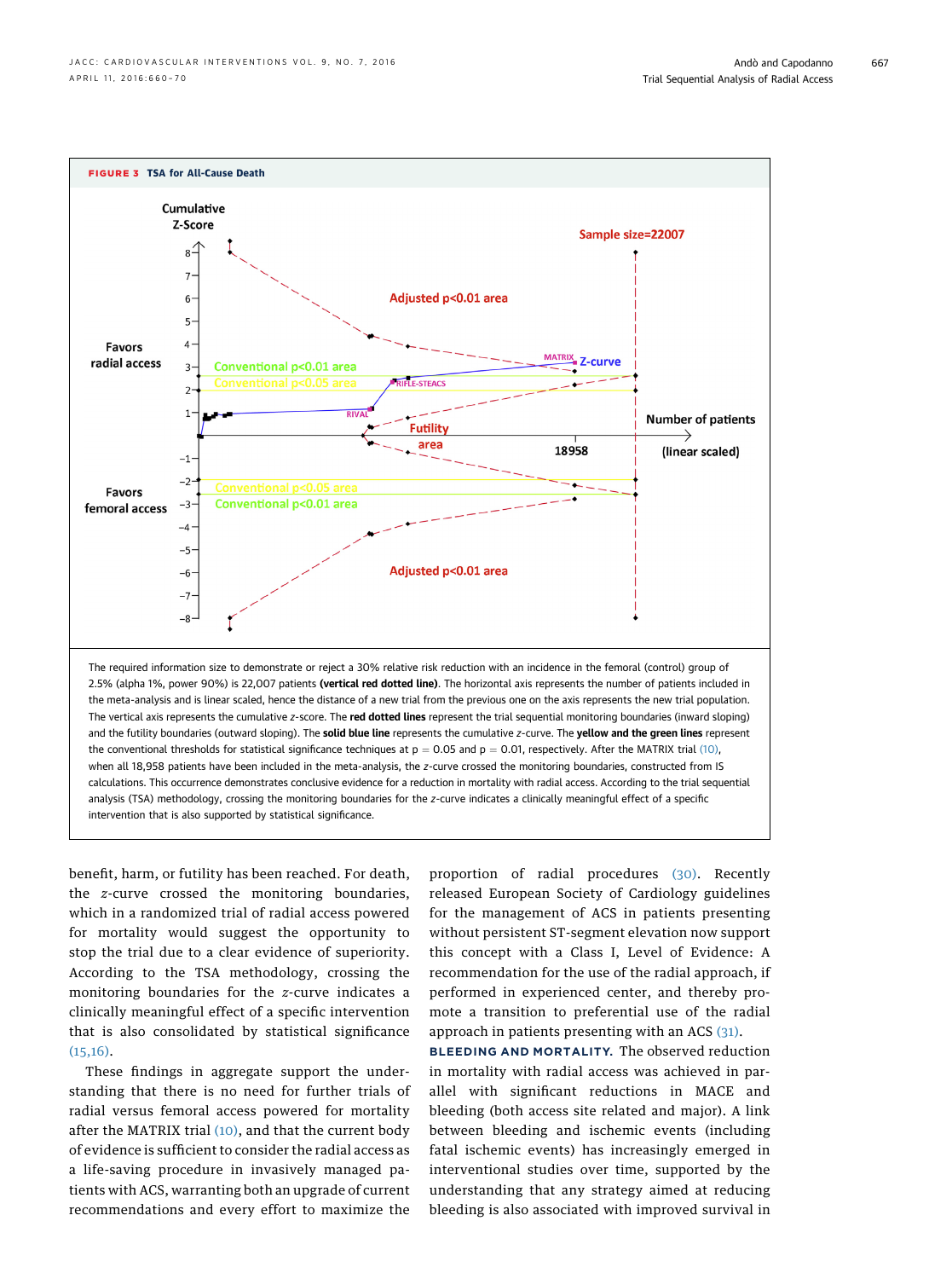**FIGURE 3** TSA for All-Cause Death

The required information size to demonstrate or reject a 30% relative risk reduction with an incidence in the femoral (control) group of 2.5% (alpha 1%, power 90%) is 22,007 patients **(vertical red dotted line)**. The horizontal axis represents the number of patients included in the meta-analysis and is linear scaled, hence the distance of a new trial from the previous one on the axis represents the new trial population. The vertical axis represents the cumulative *z*-score. The **red dotted lines** represent the trial sequential monitoring boundaries (inward sloping) and the futility boundaries (outward sloping). The **solid blue line** represents the cumulative *z*-curve. The **yellow and the green lines** represent the conventional thresholds for statistical significance techniques at p = 0.05 and p = 0.01, respectively. After the MATRIX trial (10), when all 18,958 patients have been included in the meta-analysis, the *z*-curve crossed the monitoring boundaries, constructed from IS calculations. This occurrence demonstrates conclusive evidence for a reduction in mortality with radial access. According to the trial sequential analysis (TSA) methodology, crossing the monitoring boundaries for the *z*-curve indicates a clinically meaningful effect of a specific intervention that is also supported by statistical significance.

benefit, harm, or futility has been reached. For death, the *z*-curve crossed the monitoring boundaries, which in a randomized trial of radial access powered for mortality would suggest the opportunity to stop the trial due to a clear evidence of superiority. According to the TSA methodology, crossing the monitoring boundaries for the *z*-curve indicates a clinically meaningful effect of a specific intervention that is also consolidated by statistical significance (15,16).

These findings in aggregate support the understanding that there is no need for further trials of radial versus femoral access powered for mortality after the MATRIX trial (10), and that the current body of evidence is sufficient to consider the radial access as a life-saving procedure in invasively managed patients with ACS, warranting both an upgrade of current recommendations and every effort to maximize the proportion of radial procedures (30). Recently released European Society of Cardiology guidelines for the management of ACS in patients presenting without persistent ST-segment elevation now support this concept with a Class I, Level of Evidence: A recommendation for the use of the radial approach, if performed in experienced center, and thereby promote a transition to preferential use of the radial approach in patients presenting with an ACS (31).

**BLEEDING AND MORTALITY.** The observed reduction in mortality with radial access was achieved in parallel with significant reductions in MACE and bleeding (both access site related and major). A link between bleeding and ischemic events (including fatal ischemic events) has increasingly emerged in interventional studies over time, supported by the understanding that any strategy aimed at reducing bleeding is also associated with improved survival in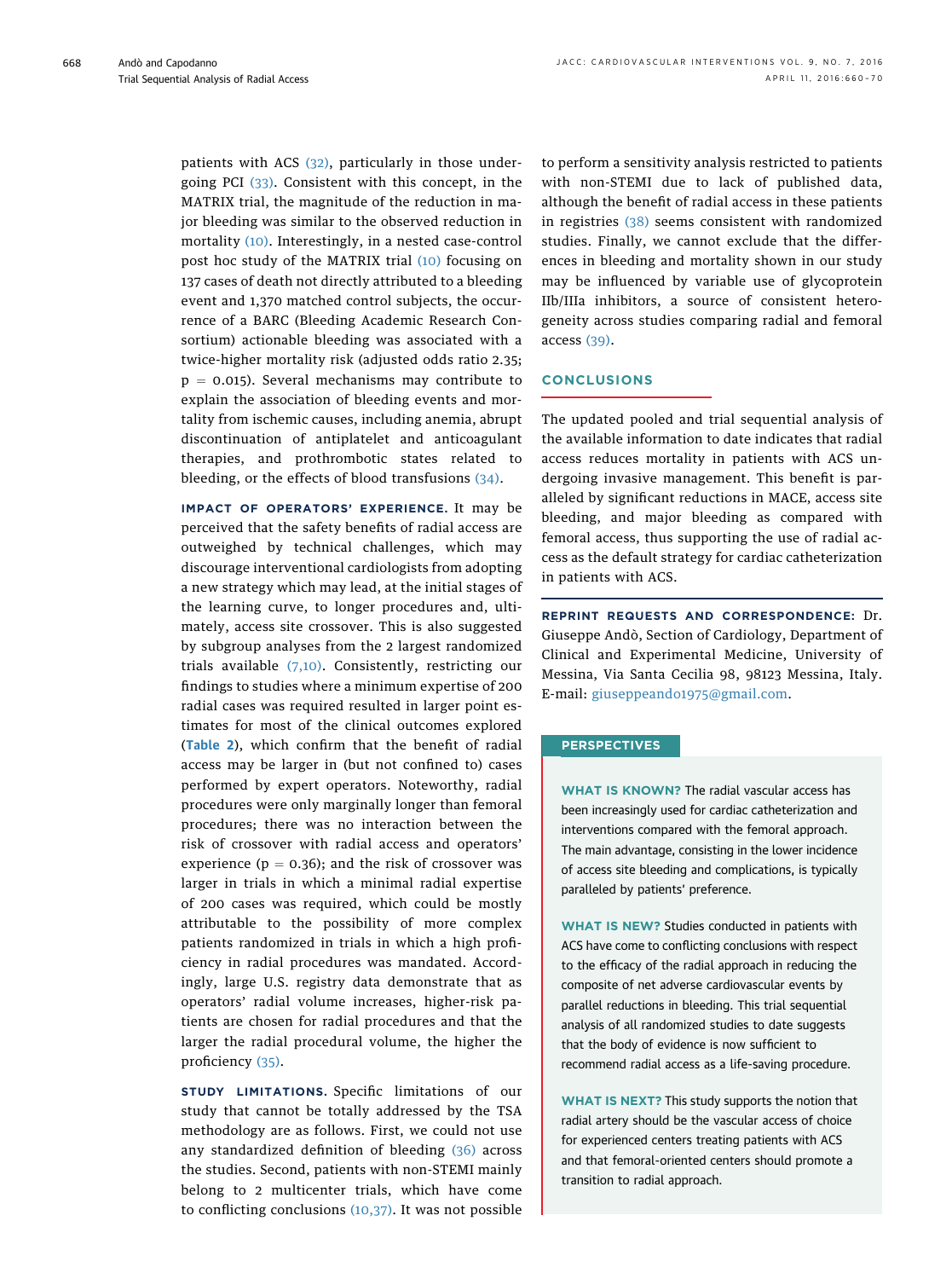patients with ACS (32), particularly in those undergoing PCI (33). Consistent with this concept, in the MATRIX trial, the magnitude of the reduction in major bleeding was similar to the observed reduction in mortality (10). Interestingly, in a nested case-control post hoc study of the MATRIX trial (10) focusing on 137 cases of death not directly attributed to a bleeding event and 1,370 matched control subjects, the occurrence of a BARC (Bleeding Academic Research Consortium) actionable bleeding was associated with a twice-higher mortality risk (adjusted odds ratio 2.35; $p = 0.015$). Several mechanisms may contribute to explain the association of bleeding events and mortality from ischemic causes, including anemia, abrupt discontinuation of antiplatelet and anticoagulant therapies, and prothrombotic states related to bleeding, or the effects of blood transfusions (34).

**IMPACT OF OPERATORS' EXPERIENCE.** It may be perceived that the safety benefits of radial access are outweighed by technical challenges, which may discourage interventional cardiologists from adopting a new strategy which may lead, at the initial stages of the learning curve, to longer procedures and, ultimately, access site crossover. This is also suggested by subgroup analyses from the 2 largest randomized trials available (7,10). Consistently, restricting our findings to studies where a minimum expertise of 200 radial cases was required resulted in larger point estimates for most of the clinical outcomes explored (**Table 2**), which confirm that the benefit of radial access may be larger in (but not confined to) cases performed by expert operators. Noteworthy, radial procedures were only marginally longer than femoral procedures; there was no interaction between the risk of crossover with radial access and operators' experience ($p = 0.36$); and the risk of crossover was larger in trials in which a minimal radial expertise of 200 cases was required, which could be mostly attributable to the possibility of more complex patients randomized in trials in which a high proficiency in radial procedures was mandated. Accordingly, large U.S. registry data demonstrate that as operators' radial volume increases, higher-risk patients are chosen for radial procedures and that the larger the radial procedural volume, the higher the proficiency (35).

**STUDY LIMITATIONS.** Specific limitations of our study that cannot be totally addressed by the TSA methodology are as follows. First, we could not use any standardized definition of bleeding (36) across the studies. Second, patients with non-STEMI mainly belong to 2 multicenter trials, which have come to conflicting conclusions (10,37). It was not possible to perform a sensitivity analysis restricted to patients with non-STEMI due to lack of published data, although the benefit of radial access in these patients in registries (38) seems consistent with randomized studies. Finally, we cannot exclude that the differences in bleeding and mortality shown in our study may be influenced by variable use of glycoprotein IIb/IIIa inhibitors, a source of consistent heterogeneity across studies comparing radial and femoral access (39).

## CONCLUSIONS

The updated pooled and trial sequential analysis of the available information to date indicates that radial access reduces mortality in patients with ACS undergoing invasive management. This benefit is paralleled by significant reductions in MACE, access site bleeding, and major bleeding as compared with femoral access, thus supporting the use of radial access as the default strategy for cardiac catheterization in patients with ACS.

**REPRINT REQUESTS AND CORRESPONDENCE:** Dr. Giuseppe Andò, Section of Cardiology, Department of Clinical and Experimental Medicine, University of Messina, Via Santa Cecilia 98, 98123 Messina, Italy. E-mail: giuseppeando1975@gmail.com.

## PERSPECTIVES

**WHAT IS KNOWN?** The radial vascular access has been increasingly used for cardiac catheterization and interventions compared with the femoral approach. The main advantage, consisting in the lower incidence of access site bleeding and complications, is typically paralleled by patients' preference.

**WHAT IS NEW?** Studies conducted in patients with ACS have come to conflicting conclusions with respect to the efficacy of the radial approach in reducing the composite of net adverse cardiovascular events by parallel reductions in bleeding. This trial sequential analysis of all randomized studies to date suggests that the body of evidence is now sufficient to recommend radial access as a life-saving procedure.

**WHAT IS NEXT?** This study supports the notion that radial artery should be the vascular access of choice for experienced centers treating patients with ACS and that femoral-oriented centers should promote a transition to radial approach.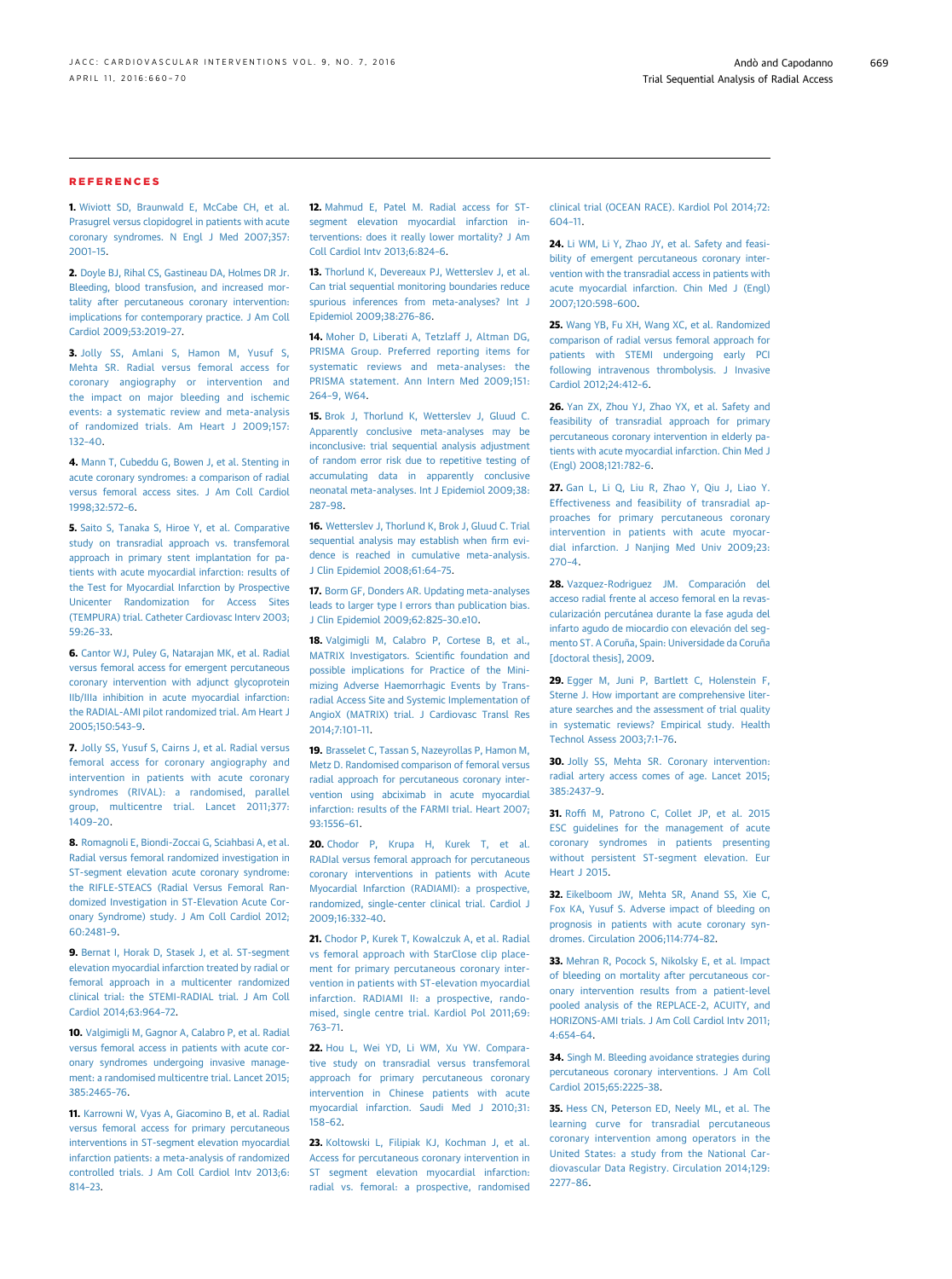## REFERENCES

1. Wiviott SD, Braunwald E, McCabe CH, et al. Prasugrel versus clopidogrel in patients with acute coronary syndromes. N Engl J Med 2007;357:2001–15.

2. Doyle BJ, Rihal CS, Gastineau DA, Holmes DR Jr. Bleeding, blood transfusion, and increased mortality after percutaneous coronary intervention: implications for contemporary practice. J Am Coll Cardiol 2009;53:2019–27.

3. Jolly SS, Amlani S, Hamon M, Yusuf S, Mehta SR. Radial versus femoral access for coronary angiography or intervention and the impact on major bleeding and ischemic events: a systematic review and meta-analysis of randomized trials. Am Heart J 2009;157:132–40.

4. Mann T, Cubeddu G, Bowen J, et al. Stenting in acute coronary syndromes: a comparison of radial versus femoral access sites. J Am Coll Cardiol 1998;32:572–6.

5. Saito S, Tanaka S, Hiroe Y, et al. Comparative study on transradial approach vs. transfemoral approach in primary stent implantation for patients with acute myocardial infarction: results of the Test for Myocardial Infarction by Prospective Unicenter Randomization for Access Sites (TEMPURA) trial. Catheter Cardiovasc Interv 2003;59:26–33.

6. Cantor WJ, Puley G, Natarajan MK, et al. Radial versus femoral access for emergent percutaneous coronary intervention with adjunct glycoprotein IIb/IIIa inhibition in acute myocardial infarction: the RADIAL-AMI pilot randomized trial. Am Heart J 2005;150:543–9.

7. Jolly SS, Yusuf S, Cairns J, et al. Radial versus femoral access for coronary angiography and intervention in patients with acute coronary syndromes (RIVAL): a randomised, parallel group, multicentre trial. Lancet 2011;377:1409–20.

8. Romagnoli E, Biondi-Zoccai G, Sciahbasi A, et al. Radial versus femoral randomized investigation in ST-segment elevation acute coronary syndrome: the RIFLE-STEACS (Radial Versus Femoral Randomized Investigation in ST-Elevation Acute Coronary Syndrome) study. J Am Coll Cardiol 2012;60:2481–9.

9. Bernat I, Horak D, Stasek J, et al. ST-segment elevation myocardial infarction treated by radial or femoral approach in a multicenter randomized clinical trial: the STEMI-RADIAL trial. J Am Coll Cardiol 2014;63:964–72.

10. Valgimigli M, Gagnor A, Calabro P, et al. Radial versus femoral access in patients with acute coronary syndromes undergoing invasive management: a randomised multicentre trial. Lancet 2015;385:2465–76.

11. Karrowni W, Vyas A, Giacomino B, et al. Radial versus femoral access for primary percutaneous interventions in ST-segment elevation myocardial infarction patients: a meta-analysis of randomized controlled trials. J Am Coll Cardiol Intv 2013;6:814–23.

12. Mahmud E, Patel M. Radial access for ST-segment elevation myocardial infarction interventions: does it really lower mortality? J Am Coll Cardiol Intv 2013;6:824–6.

13. Thorlund K, Devereaux PJ, Wetterslev J, et al. Can trial sequential monitoring boundaries reduce spurious inferences from meta-analyses? Int J Epidemiol 2009;38:276–86.

14. Moher D, Liberati A, Tetzlaff J, Altman DG, PRISMA Group. Preferred reporting items for systematic reviews and meta-analyses: the PRISMA statement. Ann Intern Med 2009;151:264–9, W64.

15. Brok J, Thorlund K, Wetterslev J, Gluud C. Apparently conclusive meta-analyses may be inconclusive: trial sequential analysis adjustment of random error risk due to repetitive testing of accumulating data in apparently conclusive neonatal meta-analyses. Int J Epidemiol 2009;38:287–98.

16. Wetterslev J, Thorlund K, Brok J, Gluud C. Trial sequential analysis may establish when firm evidence is reached in cumulative meta-analysis. J Clin Epidemiol 2008;61:64–75.

17. Borm GF, Donders AR. Updating meta-analyses leads to larger type I errors than publication bias. J Clin Epidemiol 2009;62:825–30.e10.

18. Valgimigli M, Calabro P, Cortese B, et al., MATRIX Investigators. Scientific foundation and possible implications for Practice of the Minimizing Adverse Haemorrhagic Events by Transradial Access Site and Systemic Implementation of AngioX (MATRIX) trial. J Cardiovasc Transl Res 2014;7:101–11.

19. Brasselet C, Tassan S, Nazeyrollas P, Hamon M, Metz D. Randomised comparison of femoral versus radial approach for percutaneous coronary intervention using abciximab in acute myocardial infarction: results of the FARMI trial. Heart 2007;93:1556–61.

20. Chodor P, Krupa H, Kurek T, et al. RADIal versus femoral approach for percutaneous coronary interventions in patients with Acute Myocardial Infarction (RADIAMI): a prospective, randomized, single-center clinical trial. Cardiol J 2009;16:332–40.

21. Chodor P, Kurek T, Kowalczuk A, et al. Radial vs femoral approach with StarClose clip placement for primary percutaneous coronary intervention in patients with ST-elevation myocardial infarction. RADIAMI II: a prospective, randomised, single centre trial. Kardiol Pol 2011;69:763–71.

22. Hou L, Wei YD, Li WM, Xu YW. Comparative study on transradial versus transfemoral approach for primary percutaneous coronary intervention in Chinese patients with acute myocardial infarction. Saudi Med J 2010;31:158–62.

23. Koltowski L, Filipiak KJ, Kochman J, et al. Access for percutaneous coronary intervention in ST segment elevation myocardial infarction: radial vs. femoral: a prospective, randomised clinical trial (OCEAN RACE). Kardiol Pol 2014;72:604–11.

24. Li WM, Li Y, Zhao JY, et al. Safety and feasibility of emergent percutaneous coronary intervention with the transradial access in patients with acute myocardial infarction. Chin Med J (Engl) 2007;120:598–600.

25. Wang YB, Fu XH, Wang XC, et al. Randomized comparison of radial versus femoral approach for patients with STEMI undergoing early PCI following intravenous thrombolysis. J Invasive Cardiol 2012;24:412–6.

26. Yan ZX, Zhou YJ, Zhao YX, et al. Safety and feasibility of transradial approach for primary percutaneous coronary intervention in elderly patients with acute myocardial infarction. Chin Med J (Engl) 2008;121:782–6.

27. Gan L, Li Q, Liu R, Zhao Y, Qiu J, Liao Y. Effectiveness and feasibility of transradial approaches for primary percutaneous coronary intervention in patients with acute myocardial infarction. J Nanjing Med Univ 2009;23:270–4.

28. Vazquez-Rodriguez JM. Comparación del acceso radial frente al acceso femoral en la revascularización percutánea durante la fase aguda del infarto agudo de miocardio con elevación del segmento ST. A Coruña, Spain: Universidade da Coruña [doctoral thesis], 2009.

29. Egger M, Juni P, Bartlett C, Holenstein F, Sterne J. How important are comprehensive literature searches and the assessment of trial quality in systematic reviews? Empirical study. Health Technol Assess 2003;7:1–76.

30. Jolly SS, Mehta SR. Coronary intervention: radial artery access comes of age. Lancet 2015;385:2437–9.

31. Roffi M, Patrono C, Collet JP, et al. 2015 ESC guidelines for the management of acute coronary syndromes in patients presenting without persistent ST-segment elevation. Eur Heart J 2015.

32. Eikelboom JW, Mehta SR, Anand SS, Xie C, Fox KA, Yusuf S. Adverse impact of bleeding on prognosis in patients with acute coronary syndromes. Circulation 2006;114:774–82.

33. Mehran R, Pocock S, Nikolsky E, et al. Impact of bleeding on mortality after percutaneous coronary intervention results from a patient-level pooled analysis of the REPLACE-2, ACUITY, and HORIZONS-AMI trials. J Am Coll Cardiol Intv 2011;4:654–64.

34. Singh M. Bleeding avoidance strategies during percutaneous coronary interventions. J Am Coll Cardiol 2015;65:2225–38.

35. Hess CN, Peterson ED, Neely ML, et al. The learning curve for transradial percutaneous coronary intervention among operators in the United States: a study from the National Cardiovascular Data Registry. Circulation 2014;129:2277–86.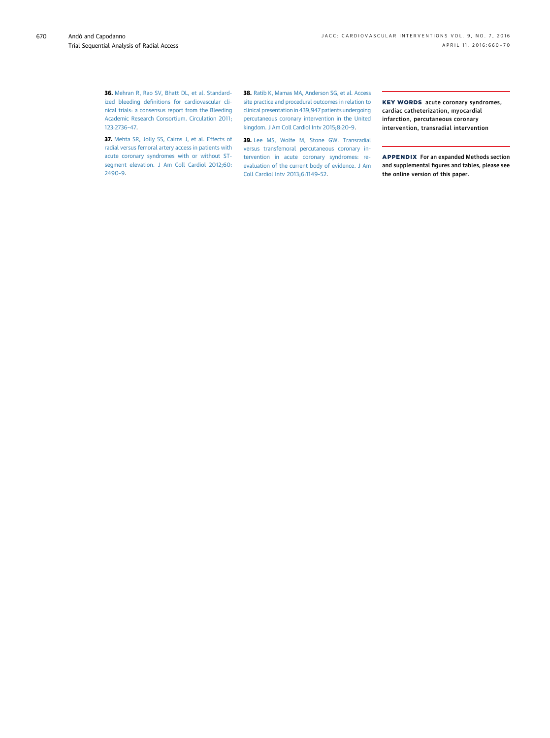**36.** Mehran R, Rao SV, Bhatt DL, et al. Standardized bleeding definitions for cardiovascular clinical trials: a consensus report from the Bleeding Academic Research Consortium. Circulation 2011; 123:2736–47.

**37.** Mehta SR, Jolly SS, Cairns J, et al. Effects of radial versus femoral artery access in patients with acute coronary syndromes with or without ST-segment elevation. J Am Coll Cardiol 2012;60: 2490–9.

**38.** Ratib K, Mamas MA, Anderson SG, et al. Access site practice and procedural outcomes in relation to clinical presentation in 439,947 patients undergoing percutaneous coronary intervention in the United kingdom. J Am Coll Cardiol Intv 2015;8:20–9.

**39.** Lee MS, Wolfe M, Stone GW. Transradial versus transfemoral percutaneous coronary intervention in acute coronary syndromes: re-evaluation of the current body of evidence. J Am Coll Cardiol Intv 2013;6:1149–52.

**KEY WORDS** acute coronary syndromes, cardiac catheterization, myocardial infarction, percutaneous coronary intervention, transradial intervention

**APPENDIX** For an expanded Methods section and supplemental figures and tables, please see the online version of this paper.